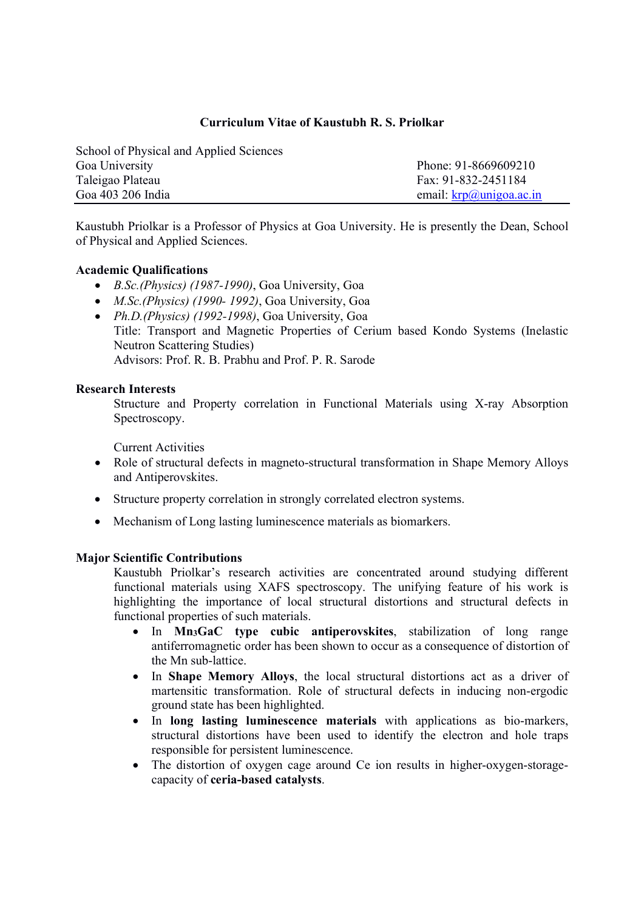# Curriculum Vitae of Kaustubh R. S. Priolkar

School of Physical and Applied Sciences
Goa University
Taleigao Plateau
Goa 403 206 India

Phone: 91-8669609210
Fax: 91-832-2451184
email: krp@unigoa.ac.in

---

Kaustubh Priolkar is a Professor of Physics at Goa University. He is presently the Dean, School of Physical and Applied Sciences.

## Academic Qualifications

- *B.Sc.(Physics) (1987-1990)*, Goa University, Goa
- *M.Sc.(Physics) (1990- 1992)*, Goa University, Goa
- *Ph.D.(Physics) (1992-1998)*, Goa University, Goa
  Title: Transport and Magnetic Properties of Cerium based Kondo Systems (Inelastic Neutron Scattering Studies)
  Advisors: Prof. R. B. Prabhu and Prof. P. R. Sarode

## Research Interests

Structure and Property correlation in Functional Materials using X-ray Absorption Spectroscopy.

Current Activities

- Role of structural defects in magneto-structural transformation in Shape Memory Alloys and Antiperovskites.
- Structure property correlation in strongly correlated electron systems.
- Mechanism of Long lasting luminescence materials as biomarkers.

## Major Scientific Contributions

Kaustubh Priolkar's research activities are concentrated around studying different functional materials using XAFS spectroscopy. The unifying feature of his work is highlighting the importance of local structural distortions and structural defects in functional properties of such materials.

- In **$Mn_3GaC$ type cubic antiperovskites**, stabilization of long range antiferromagnetic order has been shown to occur as a consequence of distortion of the Mn sub-lattice.
- In **Shape Memory Alloys**, the local structural distortions act as a driver of martensitic transformation. Role of structural defects in inducing non-ergodic ground state has been highlighted.
- In **long lasting luminescence materials** with applications as bio-markers, structural distortions have been used to identify the electron and hole traps responsible for persistent luminescence.
- The distortion of oxygen cage around Ce ion results in higher-oxygen-storage-capacity of **ceria-based catalysts**.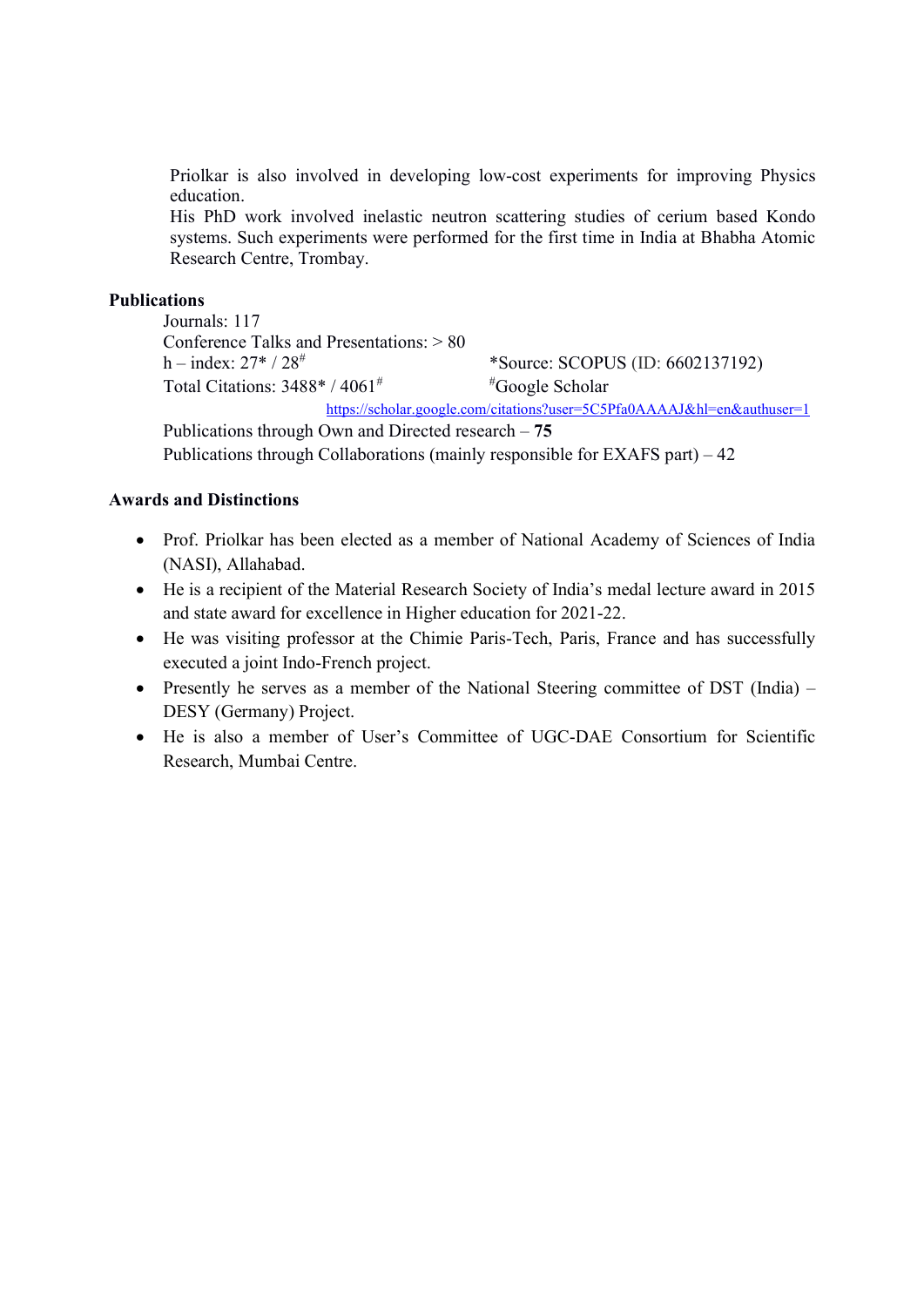Priolkar is also involved in developing low-cost experiments for improving Physics education.

His PhD work involved inelastic neutron scattering studies of cerium based Kondo systems. Such experiments were performed for the first time in India at Bhabha Atomic Research Centre, Trombay.

## Publications

Journals: 117

Conference Talks and Presentations: > 80

h – index: 27* / 28# *Source: SCOPUS (ID: 6602137192)

Total Citations: 3488* / 4061# #Google Scholar

https://scholar.google.com/citations?user=5C5Pfa0AAAAJ&hl=en&authuser=1

Publications through Own and Directed research – **75**

Publications through Collaborations (mainly responsible for EXAFS part) – 42

## Awards and Distinctions

- Prof. Priolkar has been elected as a member of National Academy of Sciences of India (NASI), Allahabad.
- He is a recipient of the Material Research Society of India's medal lecture award in 2015 and state award for excellence in Higher education for 2021-22.
- He was visiting professor at the Chimie Paris-Tech, Paris, France and has successfully executed a joint Indo-French project.
- Presently he serves as a member of the National Steering committee of DST (India) – DESY (Germany) Project.
- He is also a member of User's Committee of UGC-DAE Consortium for Scientific Research, Mumbai Centre.